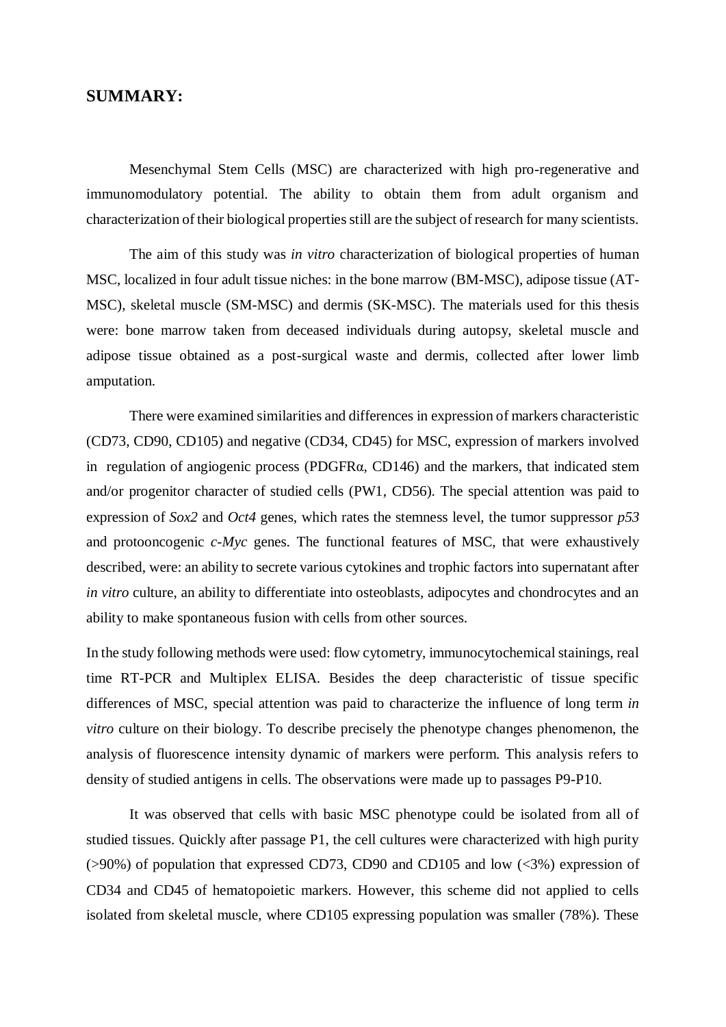## SUMMARY:

Mesenchymal Stem Cells (MSC) are characterized with high pro-regenerative and immunomodulatory potential. The ability to obtain them from adult organism and characterization of their biological properties still are the subject of research for many scientists.

The aim of this study was *in vitro* characterization of biological properties of human MSC, localized in four adult tissue niches: in the bone marrow (BM-MSC), adipose tissue (AT-MSC), skeletal muscle (SM-MSC) and dermis (SK-MSC). The materials used for this thesis were: bone marrow taken from deceased individuals during autopsy, skeletal muscle and adipose tissue obtained as a post-surgical waste and dermis, collected after lower limb amputation.

There were examined similarities and differences in expression of markers characteristic (CD73, CD90, CD105) and negative (CD34, CD45) for MSC, expression of markers involved in regulation of angiogenic process (PDGFRα, CD146) and the markers, that indicated stem and/or progenitor character of studied cells (PW1, CD56). The special attention was paid to expression of *Sox2* and *Oct4* genes, which rates the stemness level, the tumor suppressor *p53* and protooncogenic *c-Myc* genes. The functional features of MSC, that were exhaustively described, were: an ability to secrete various cytokines and trophic factors into supernatant after *in vitro* culture, an ability to differentiate into osteoblasts, adipocytes and chondrocytes and an ability to make spontaneous fusion with cells from other sources.

In the study following methods were used: flow cytometry, immunocytochemical stainings, real time RT-PCR and Multiplex ELISA. Besides the deep characteristic of tissue specific differences of MSC, special attention was paid to characterize the influence of long term *in vitro* culture on their biology. To describe precisely the phenotype changes phenomenon, the analysis of fluorescence intensity dynamic of markers were perform. This analysis refers to density of studied antigens in cells. The observations were made up to passages P9-P10.

It was observed that cells with basic MSC phenotype could be isolated from all of studied tissues. Quickly after passage P1, the cell cultures were characterized with high purity (>90%) of population that expressed CD73, CD90 and CD105 and low (<3%) expression of CD34 and CD45 of hematopoietic markers. However, this scheme did not applied to cells isolated from skeletal muscle, where CD105 expressing population was smaller (78%). These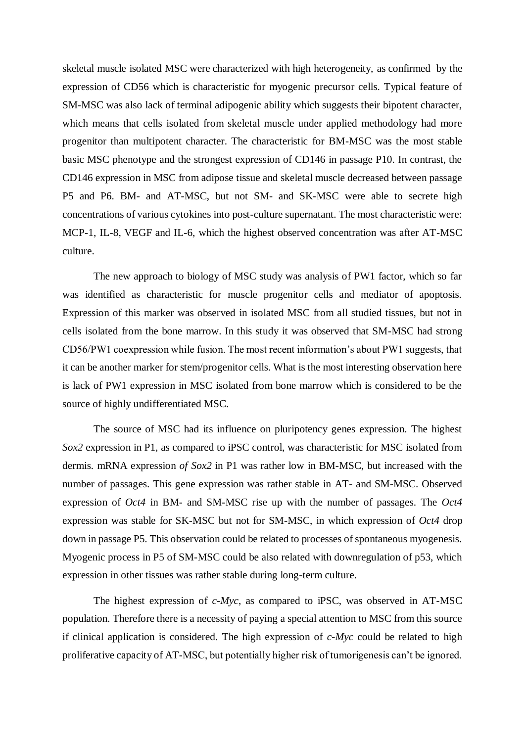skeletal muscle isolated MSC were characterized with high heterogeneity, as confirmed by the expression of CD56 which is characteristic for myogenic precursor cells. Typical feature of SM-MSC was also lack of terminal adipogenic ability which suggests their bipotent character, which means that cells isolated from skeletal muscle under applied methodology had more progenitor than multipotent character. The characteristic for BM-MSC was the most stable basic MSC phenotype and the strongest expression of CD146 in passage P10. In contrast, the CD146 expression in MSC from adipose tissue and skeletal muscle decreased between passage P5 and P6. BM- and AT-MSC, but not SM- and SK-MSC were able to secrete high concentrations of various cytokines into post-culture supernatant. The most characteristic were: MCP-1, IL-8, VEGF and IL-6, which the highest observed concentration was after AT-MSC culture.

The new approach to biology of MSC study was analysis of PW1 factor, which so far was identified as characteristic for muscle progenitor cells and mediator of apoptosis. Expression of this marker was observed in isolated MSC from all studied tissues, but not in cells isolated from the bone marrow. In this study it was observed that SM-MSC had strong CD56/PW1 coexpression while fusion. The most recent information's about PW1 suggests, that it can be another marker for stem/progenitor cells. What is the most interesting observation here is lack of PW1 expression in MSC isolated from bone marrow which is considered to be the source of highly undifferentiated MSC.

The source of MSC had its influence on pluripotency genes expression. The highest *Sox2* expression in P1, as compared to iPSC control, was characteristic for MSC isolated from dermis. mRNA expression *of Sox2* in P1 was rather low in BM-MSC, but increased with the number of passages. This gene expression was rather stable in AT- and SM-MSC. Observed expression of *Oct4* in BM- and SM-MSC rise up with the number of passages. The *Oct4* expression was stable for SK-MSC but not for SM-MSC, in which expression of *Oct4* drop down in passage P5. This observation could be related to processes of spontaneous myogenesis. Myogenic process in P5 of SM-MSC could be also related with downregulation of p53, which expression in other tissues was rather stable during long-term culture.

The highest expression of *c-Myc*, as compared to iPSC, was observed in AT-MSC population. Therefore there is a necessity of paying a special attention to MSC from this source if clinical application is considered. The high expression of *c-Myc* could be related to high proliferative capacity of AT-MSC, but potentially higher risk of tumorigenesis can't be ignored.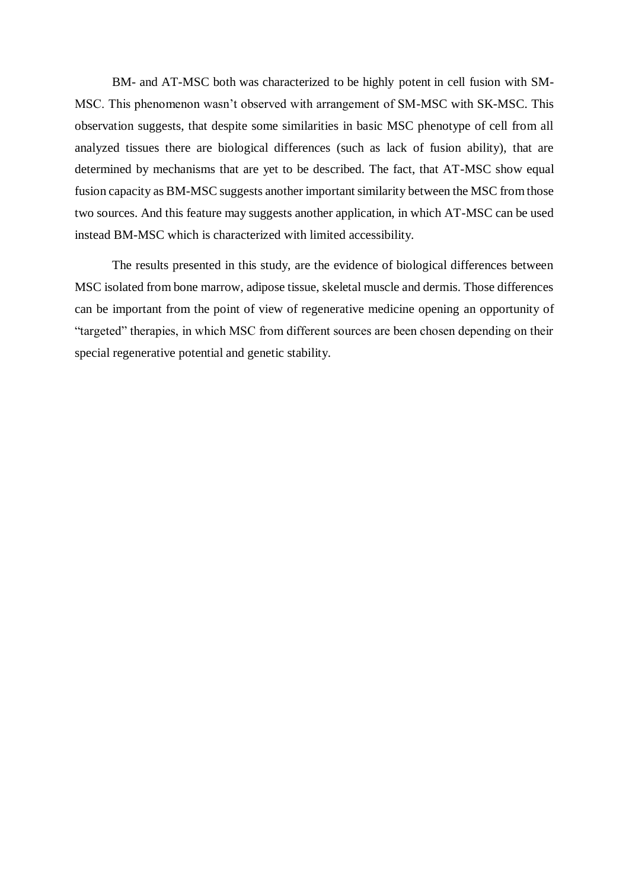BM- and AT-MSC both was characterized to be highly potent in cell fusion with SM-MSC. This phenomenon wasn't observed with arrangement of SM-MSC with SK-MSC. This observation suggests, that despite some similarities in basic MSC phenotype of cell from all analyzed tissues there are biological differences (such as lack of fusion ability), that are determined by mechanisms that are yet to be described. The fact, that AT-MSC show equal fusion capacity as BM-MSC suggests another important similarity between the MSC from those two sources. And this feature may suggests another application, in which AT-MSC can be used instead BM-MSC which is characterized with limited accessibility.

The results presented in this study, are the evidence of biological differences between MSC isolated from bone marrow, adipose tissue, skeletal muscle and dermis. Those differences can be important from the point of view of regenerative medicine opening an opportunity of "targeted" therapies, in which MSC from different sources are been chosen depending on their special regenerative potential and genetic stability.